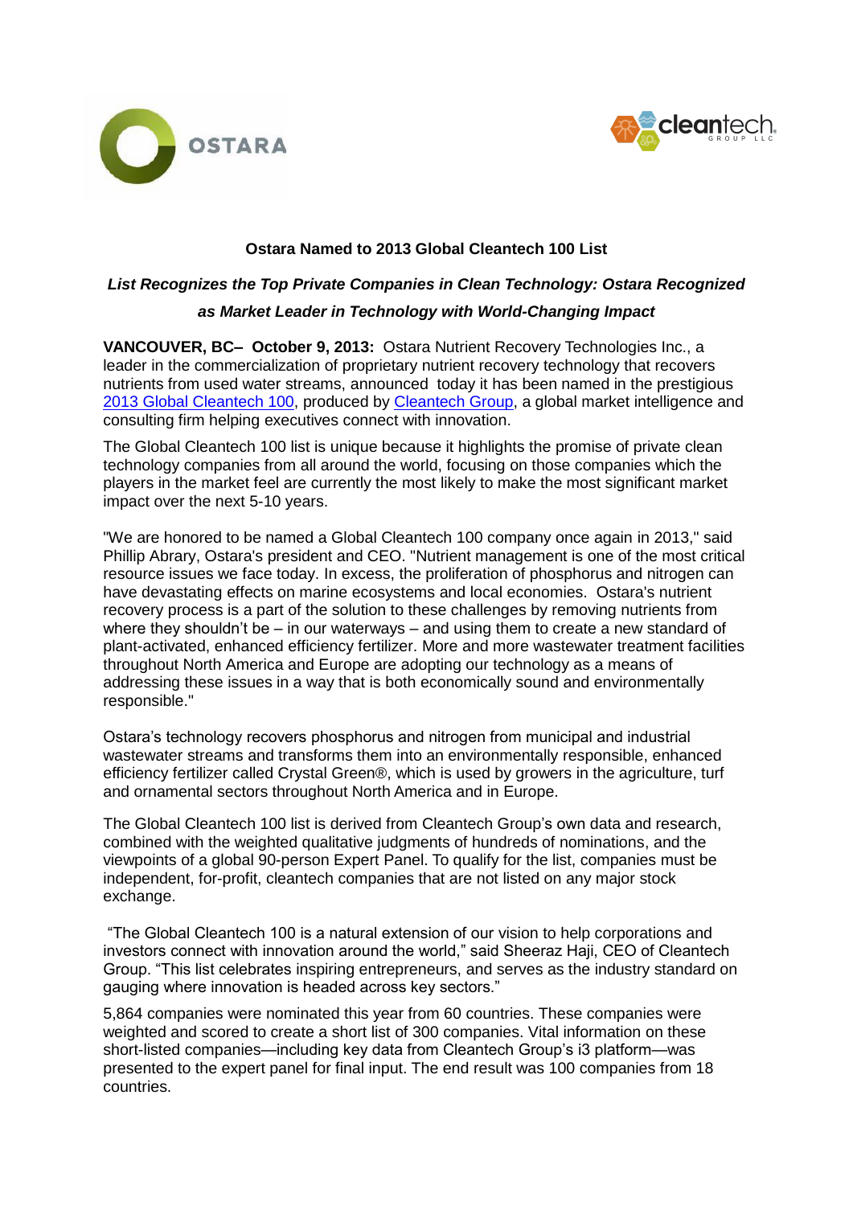# Ostara Named to 2013 Global Cleantech 100 List

***List Recognizes the Top Private Companies in Clean Technology: Ostara Recognized as Market Leader in Technology with World-Changing Impact***

**VANCOUVER, BC– October 9, 2013:** Ostara Nutrient Recovery Technologies Inc., a leader in the commercialization of proprietary nutrient recovery technology that recovers nutrients from used water streams, announced today it has been named in the prestigious 2013 Global Cleantech 100, produced by Cleantech Group, a global market intelligence and consulting firm helping executives connect with innovation.

The Global Cleantech 100 list is unique because it highlights the promise of private clean technology companies from all around the world, focusing on those companies which the players in the market feel are currently the most likely to make the most significant market impact over the next 5-10 years.

"We are honored to be named a Global Cleantech 100 company once again in 2013," said Phillip Abrary, Ostara's president and CEO. "Nutrient management is one of the most critical resource issues we face today. In excess, the proliferation of phosphorus and nitrogen can have devastating effects on marine ecosystems and local economies. Ostara's nutrient recovery process is a part of the solution to these challenges by removing nutrients from where they shouldn't be – in our waterways – and using them to create a new standard of plant-activated, enhanced efficiency fertilizer. More and more wastewater treatment facilities throughout North America and Europe are adopting our technology as a means of addressing these issues in a way that is both economically sound and environmentally responsible."

Ostara's technology recovers phosphorus and nitrogen from municipal and industrial wastewater streams and transforms them into an environmentally responsible, enhanced efficiency fertilizer called Crystal Green®, which is used by growers in the agriculture, turf and ornamental sectors throughout North America and in Europe.

The Global Cleantech 100 list is derived from Cleantech Group's own data and research, combined with the weighted qualitative judgments of hundreds of nominations, and the viewpoints of a global 90-person Expert Panel. To qualify for the list, companies must be independent, for-profit, cleantech companies that are not listed on any major stock exchange.

"The Global Cleantech 100 is a natural extension of our vision to help corporations and investors connect with innovation around the world," said Sheeraz Haji, CEO of Cleantech Group. "This list celebrates inspiring entrepreneurs, and serves as the industry standard on gauging where innovation is headed across key sectors."

5,864 companies were nominated this year from 60 countries. These companies were weighted and scored to create a short list of 300 companies. Vital information on these short-listed companies—including key data from Cleantech Group's i3 platform—was presented to the expert panel for final input. The end result was 100 companies from 18 countries.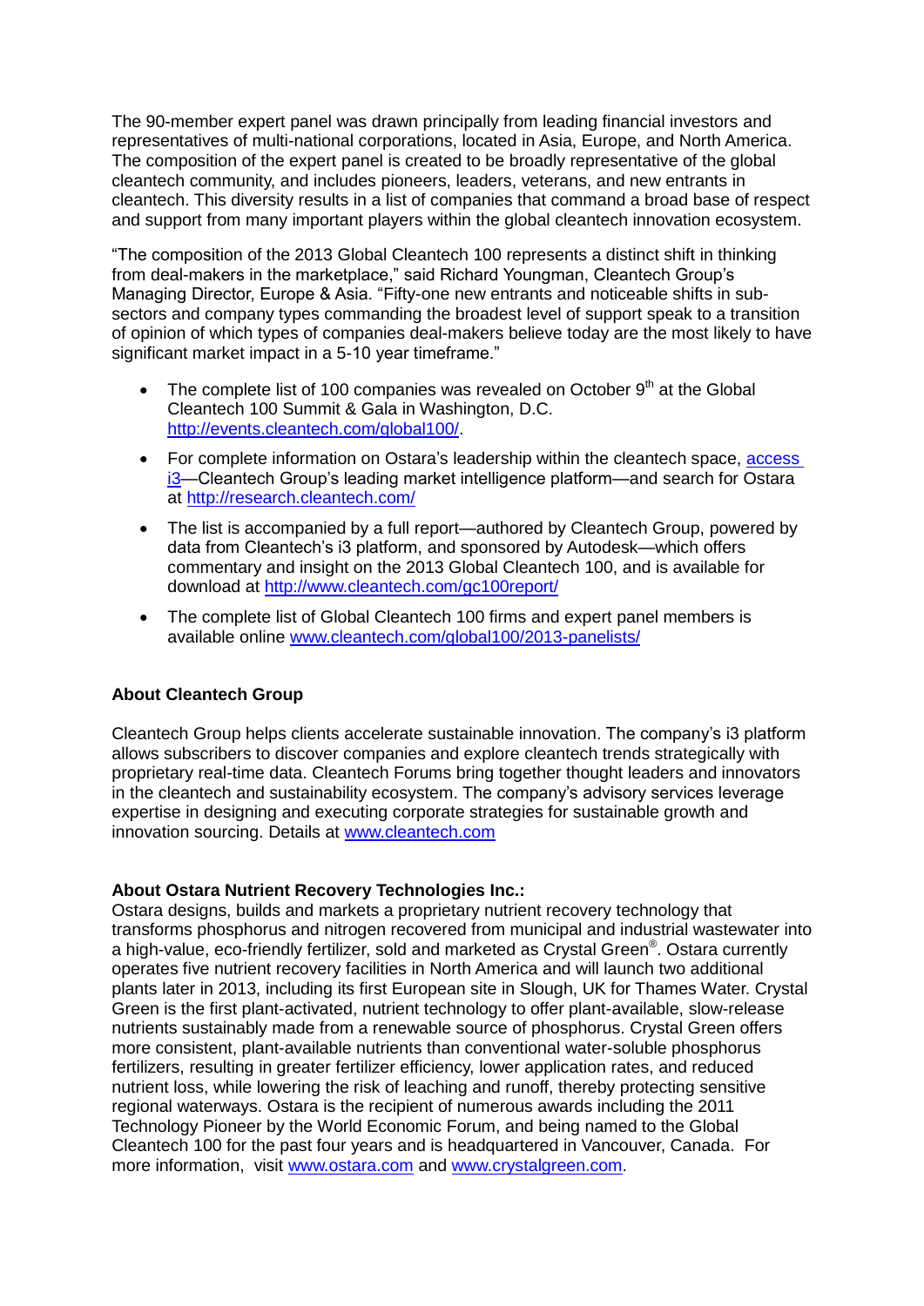The 90-member expert panel was drawn principally from leading financial investors and representatives of multi-national corporations, located in Asia, Europe, and North America. The composition of the expert panel is created to be broadly representative of the global cleantech community, and includes pioneers, leaders, veterans, and new entrants in cleantech. This diversity results in a list of companies that command a broad base of respect and support from many important players within the global cleantech innovation ecosystem.

"The composition of the 2013 Global Cleantech 100 represents a distinct shift in thinking from deal-makers in the marketplace," said Richard Youngman, Cleantech Group's Managing Director, Europe & Asia. "Fifty-one new entrants and noticeable shifts in sub-sectors and company types commanding the broadest level of support speak to a transition of opinion of which types of companies deal-makers believe today are the most likely to have significant market impact in a 5-10 year timeframe."

- The complete list of 100 companies was revealed on October 9th at the Global Cleantech 100 Summit & Gala in Washington, D.C. http://events.cleantech.com/global100/.
- For complete information on Ostara's leadership within the cleantech space, access i3—Cleantech Group's leading market intelligence platform—and search for Ostara at http://research.cleantech.com/
- The list is accompanied by a full report—authored by Cleantech Group, powered by data from Cleantech's i3 platform, and sponsored by Autodesk—which offers commentary and insight on the 2013 Global Cleantech 100, and is available for download at http://www.cleantech.com/gc100report/
- The complete list of Global Cleantech 100 firms and expert panel members is available online www.cleantech.com/global100/2013-panelists/

**About Cleantech Group**

Cleantech Group helps clients accelerate sustainable innovation. The company's i3 platform allows subscribers to discover companies and explore cleantech trends strategically with proprietary real-time data. Cleantech Forums bring together thought leaders and innovators in the cleantech and sustainability ecosystem. The company's advisory services leverage expertise in designing and executing corporate strategies for sustainable growth and innovation sourcing. Details at www.cleantech.com

**About Ostara Nutrient Recovery Technologies Inc.:**

Ostara designs, builds and markets a proprietary nutrient recovery technology that transforms phosphorus and nitrogen recovered from municipal and industrial wastewater into a high-value, eco-friendly fertilizer, sold and marketed as Crystal Green®. Ostara currently operates five nutrient recovery facilities in North America and will launch two additional plants later in 2013, including its first European site in Slough, UK for Thames Water. Crystal Green is the first plant-activated, nutrient technology to offer plant-available, slow-release nutrients sustainably made from a renewable source of phosphorus. Crystal Green offers more consistent, plant-available nutrients than conventional water-soluble phosphorus fertilizers, resulting in greater fertilizer efficiency, lower application rates, and reduced nutrient loss, while lowering the risk of leaching and runoff, thereby protecting sensitive regional waterways. Ostara is the recipient of numerous awards including the 2011 Technology Pioneer by the World Economic Forum, and being named to the Global Cleantech 100 for the past four years and is headquartered in Vancouver, Canada. For more information, visit www.ostara.com and www.crystalgreen.com.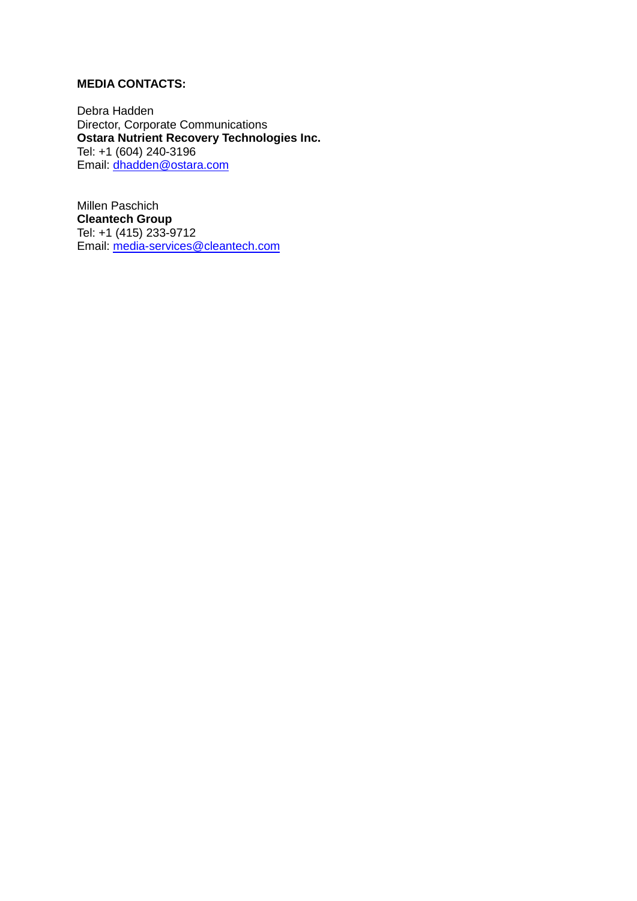**MEDIA CONTACTS:**

Debra Hadden
Director, Corporate Communications
**Ostara Nutrient Recovery Technologies Inc.**
Tel: +1 (604) 240-3196
Email: dhadden@ostara.com

Millen Paschich
**Cleantech Group**
Tel: +1 (415) 233-9712
Email: media-services@cleantech.com